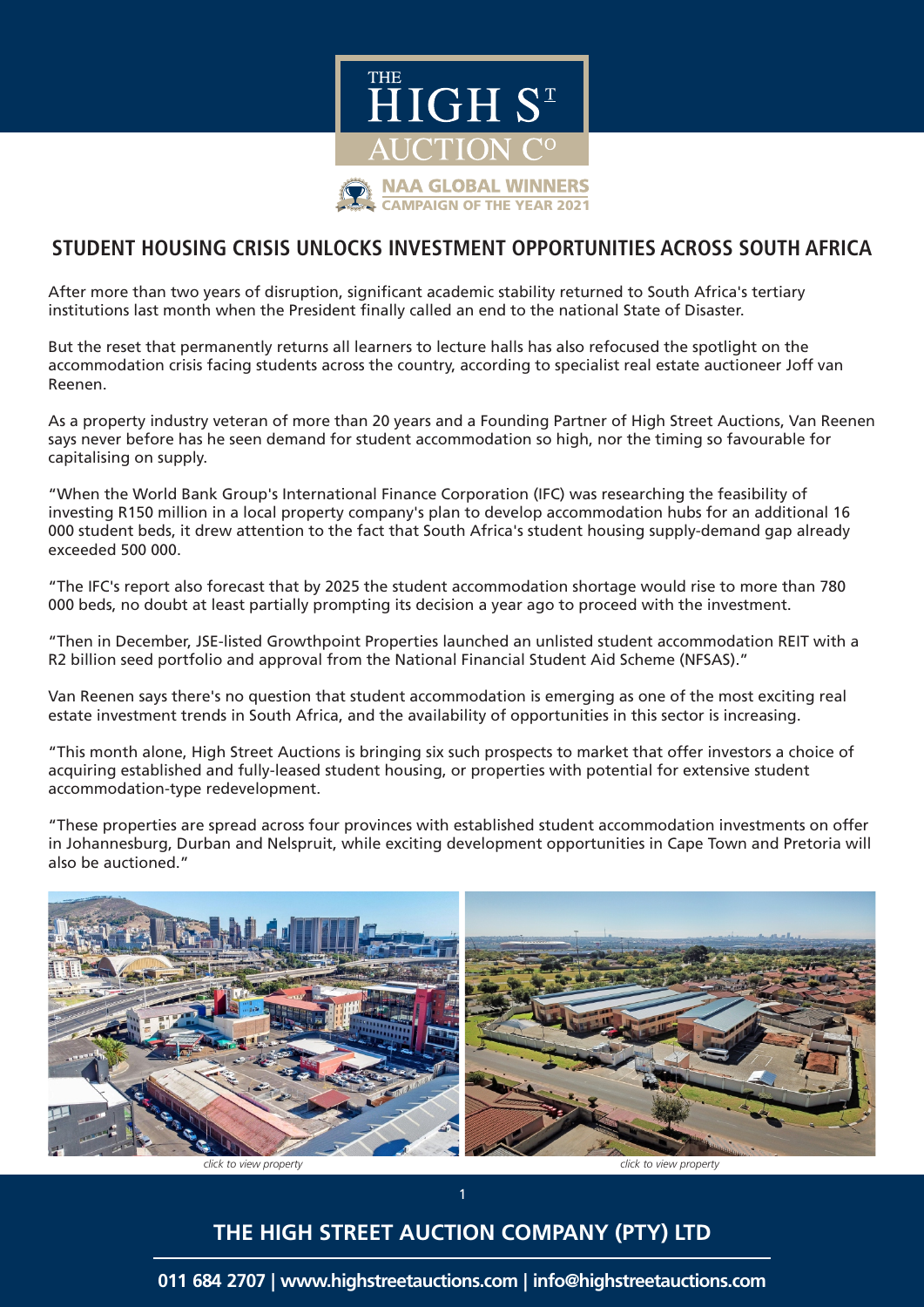THE HIGH ST AUCTION CO

NAA GLOBAL WINNERS
CAMPAIGN OF THE YEAR 2021

## STUDENT HOUSING CRISIS UNLOCKS INVESTMENT OPPORTUNITIES ACROSS SOUTH AFRICA

After more than two years of disruption, significant academic stability returned to South Africa's tertiary institutions last month when the President finally called an end to the national State of Disaster.

But the reset that permanently returns all learners to lecture halls has also refocused the spotlight on the accommodation crisis facing students across the country, according to specialist real estate auctioneer Joff van Reenen.

As a property industry veteran of more than 20 years and a Founding Partner of High Street Auctions, Van Reenen says never before has he seen demand for student accommodation so high, nor the timing so favourable for capitalising on supply.

"When the World Bank Group's International Finance Corporation (IFC) was researching the feasibility of investing R150 million in a local property company's plan to develop accommodation hubs for an additional 16 000 student beds, it drew attention to the fact that South Africa's student housing supply-demand gap already exceeded 500 000.

"The IFC's report also forecast that by 2025 the student accommodation shortage would rise to more than 780 000 beds, no doubt at least partially prompting its decision a year ago to proceed with the investment.

"Then in December, JSE-listed Growthpoint Properties launched an unlisted student accommodation REIT with a R2 billion seed portfolio and approval from the National Financial Student Aid Scheme (NFSAS)."

Van Reenen says there's no question that student accommodation is emerging as one of the most exciting real estate investment trends in South Africa, and the availability of opportunities in this sector is increasing.

"This month alone, High Street Auctions is bringing six such prospects to market that offer investors a choice of acquiring established and fully-leased student housing, or properties with potential for extensive student accommodation-type redevelopment.

"These properties are spread across four provinces with established student accommodation investments on offer in Johannesburg, Durban and Nelspruit, while exciting development opportunities in Cape Town and Pretoria will also be auctioned."

*click to view property*

*click to view property*

**THE HIGH STREET AUCTION COMPANY (PTY) LTD**

**011 684 2707 | www.highstreetauctions.com | info@highstreetauctions.com**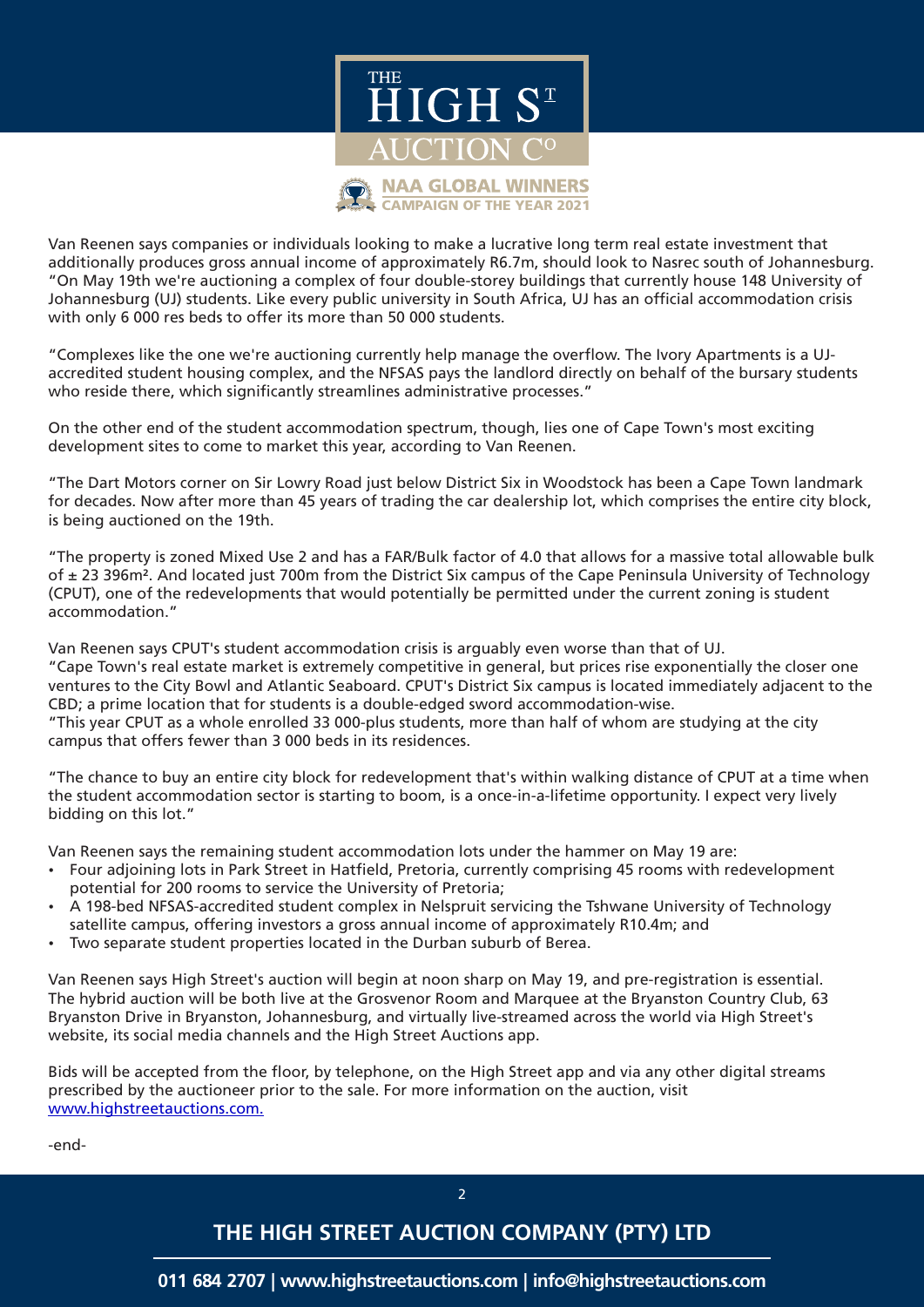Van Reenen says companies or individuals looking to make a lucrative long term real estate investment that additionally produces gross annual income of approximately R6.7m, should look to Nasrec south of Johannesburg. "On May 19th we're auctioning a complex of four double-storey buildings that currently house 148 University of Johannesburg (UJ) students. Like every public university in South Africa, UJ has an official accommodation crisis with only 6 000 res beds to offer its more than 50 000 students.

"Complexes like the one we're auctioning currently help manage the overflow. The Ivory Apartments is a UJ-accredited student housing complex, and the NFSAS pays the landlord directly on behalf of the bursary students who reside there, which significantly streamlines administrative processes."

On the other end of the student accommodation spectrum, though, lies one of Cape Town's most exciting development sites to come to market this year, according to Van Reenen.

"The Dart Motors corner on Sir Lowry Road just below District Six in Woodstock has been a Cape Town landmark for decades. Now after more than 45 years of trading the car dealership lot, which comprises the entire city block, is being auctioned on the 19th.

"The property is zoned Mixed Use 2 and has a FAR/Bulk factor of 4.0 that allows for a massive total allowable bulk of ± 23 396m². And located just 700m from the District Six campus of the Cape Peninsula University of Technology (CPUT), one of the redevelopments that would potentially be permitted under the current zoning is student accommodation."

Van Reenen says CPUT's student accommodation crisis is arguably even worse than that of UJ.
"Cape Town's real estate market is extremely competitive in general, but prices rise exponentially the closer one ventures to the City Bowl and Atlantic Seaboard. CPUT's District Six campus is located immediately adjacent to the CBD; a prime location that for students is a double-edged sword accommodation-wise.
"This year CPUT as a whole enrolled 33 000-plus students, more than half of whom are studying at the city campus that offers fewer than 3 000 beds in its residences.

"The chance to buy an entire city block for redevelopment that's within walking distance of CPUT at a time when the student accommodation sector is starting to boom, is a once-in-a-lifetime opportunity. I expect very lively bidding on this lot."

Van Reenen says the remaining student accommodation lots under the hammer on May 19 are:

- Four adjoining lots in Park Street in Hatfield, Pretoria, currently comprising 45 rooms with redevelopment potential for 200 rooms to service the University of Pretoria;
- A 198-bed NFSAS-accredited student complex in Nelspruit servicing the Tshwane University of Technology satellite campus, offering investors a gross annual income of approximately R10.4m; and
- Two separate student properties located in the Durban suburb of Berea.

Van Reenen says High Street's auction will begin at noon sharp on May 19, and pre-registration is essential. The hybrid auction will be both live at the Grosvenor Room and Marquee at the Bryanston Country Club, 63 Bryanston Drive in Bryanston, Johannesburg, and virtually live-streamed across the world via High Street's website, its social media channels and the High Street Auctions app.

Bids will be accepted from the floor, by telephone, on the High Street app and via any other digital streams prescribed by the auctioneer prior to the sale. For more information on the auction, visit www.highstreetauctions.com.

-end-